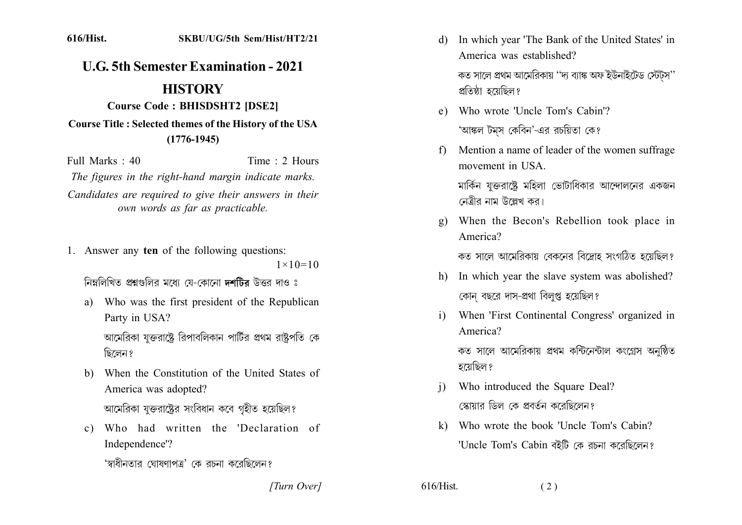616/Hist.    SKBU/UG/5th Sem/Hist/HT2/21

# U.G. 5th Semester Examination - 2021

## HISTORY

**Course Code : BHISDSHT2 [DSE2]**

**Course Title : Selected themes of the History of the USA (1776-1945)**

Full Marks : 40    Time : 2 Hours

*The figures in the right-hand margin indicate marks.*

*Candidates are required to give their answers in their own words as far as practicable.*

1. Answer any **ten** of the following questions: $1\times10=10$

   নিম্নলিখিত প্রশ্নগুলির মধ্যে যে-কোনো **দশটির** উত্তর দাও ঃ

   a) Who was the first president of the Republican Party in USA?

   আমেরিকা যুক্তরাষ্ট্রে রিপাবলিকান পার্টির প্রথম রাষ্ট্রপতি কে ছিলেন?

   b) When the Constitution of the United States of America was adopted?

   আমেরিকা যুক্তরাষ্ট্রের সংবিধান কবে গৃহীত হয়েছিল?

   c) Who had written the 'Declaration of Independence'?

   'স্বাধীনতার ঘোষণাপত্র' কে রচনা করেছিলেন?

   d) In which year 'The Bank of the United States' in America was established?

   কত সালে প্রথম আমেরিকায় "দ্য ব্যাঙ্ক অফ ইউনাইটেড স্টেট্স" প্রতিষ্ঠা হয়েছিল?

   e) Who wrote 'Uncle Tom's Cabin'?

   'আঙ্কল টম্স কেবিন'-এর রচয়িতা কে?

   f) Mention a name of leader of the women suffrage movement in USA.

   মার্কিন যুক্তরাষ্ট্রে মহিলা ভোটাধিকার আন্দোলনের একজন নেত্রীর নাম উল্লেখ কর।

   g) When the Becon's Rebellion took place in America?

   কত সালে আমেরিকায় বেকনের বিদ্রোহ সংগঠিত হয়েছিল?

   h) In which year the slave system was abolished?

   কোন্ বছরে দাস-প্রথা বিলুপ্ত হয়েছিল?

   i) When 'First Continental Congress' organized in America?

   কত সালে আমেরিকায় প্রথম কন্টিনেন্টাল কংগ্রেস অনুষ্ঠিত হয়েছিল?

   j) Who introduced the Square Deal?

   স্কোয়ার ডিল কে প্রবর্তন করেছিলেন?

   k) Who wrote the book 'Uncle Tom's Cabin?

   'Uncle Tom's Cabin বইটি কে রচনা করেছিলেন?

[Turn Over]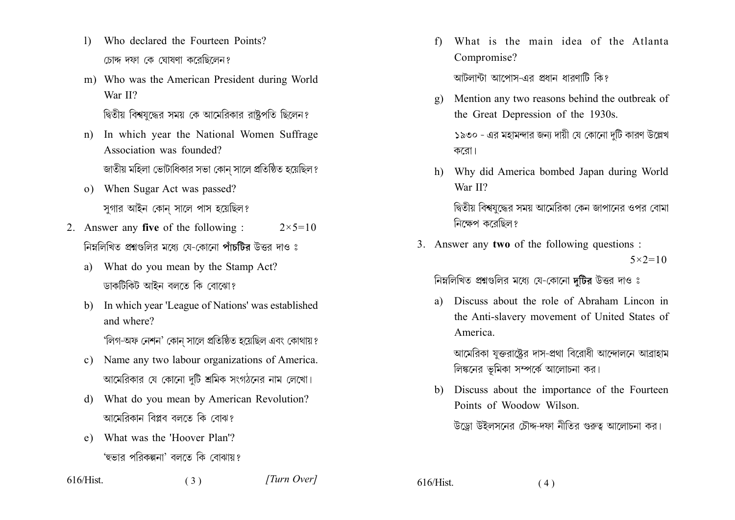l) Who declared the Fourteen Points?

চোদ্দ দফা কে ঘোষণা করেছিলেন?

m) Who was the American President during World War II?

দ্বিতীয় বিশ্বযুদ্ধের সময় কে আমেরিকার রাষ্ট্রপতি ছিলেন?

n) In which year the National Women Suffrage Association was founded?

জাতীয় মহিলা ভোটাধিকার সভা কোন্ সালে প্রতিষ্ঠিত হয়েছিল?

o) When Sugar Act was passed?

সুগার আইন কোন্ সালে পাস হয়েছিল?

2. Answer any **five** of the following : $2 \times 5 = 10$

নিম্নলিখিত প্রশ্নগুলির মধ্যে যে-কোনো **পাঁচটির** উত্তর দাও ঃ

a) What do you mean by the Stamp Act?

ডাকটিকিট আইন বলতে কি বোঝো?

b) In which year 'League of Nations' was established and where?

'লিগ-অফ নেশন' কোন্ সালে প্রতিষ্ঠিত হয়েছিল এবং কোথায়?

c) Name any two labour organizations of America.

আমেরিকার যে কোনো দুটি শ্রমিক সংগঠনের নাম লেখো।

d) What do you mean by American Revolution?

আমেরিকান বিপ্লব বলতে কি বোঝ?

e) What was the 'Hoover Plan'?

'হুভার পরিকল্পনা' বলতে কি বোঝায়?

f) What is the main idea of the Atlanta Compromise?

আটলান্টা আপোস-এর প্রধান ধারণাটি কি?

g) Mention any two reasons behind the outbreak of the Great Depression of the 1930s.

১৯৩০ - এর মহামন্দার জন্য দায়ী যে কোনো দুটি কারণ উল্লেখ করো।

h) Why did America bombed Japan during World War II?

দ্বিতীয় বিশ্বযুদ্ধের সময় আমেরিকা কেন জাপানের ওপর বোমা নিক্ষেপ করেছিল?

3. Answer any **two** of the following questions : $5 \times 2 = 10$

নিম্নলিখিত প্রশ্নগুলির মধ্যে যে-কোনো **দুটির** উত্তর দাও ঃ

a) Discuss about the role of Abraham Lincon in the Anti-slavery movement of United States of America.

আমেরিকা যুক্তরাষ্ট্রের দাস-প্রথা বিরোধী আন্দোলনে আব্রাহাম লিঙ্কনের ভূমিকা সম্পর্কে আলোচনা কর।

b) Discuss about the importance of the Fourteen Points of Woodow Wilson.

উড্রো উইলসনের চৌদ্দ-দফা নীতির গুরুত্ব আলোচনা কর।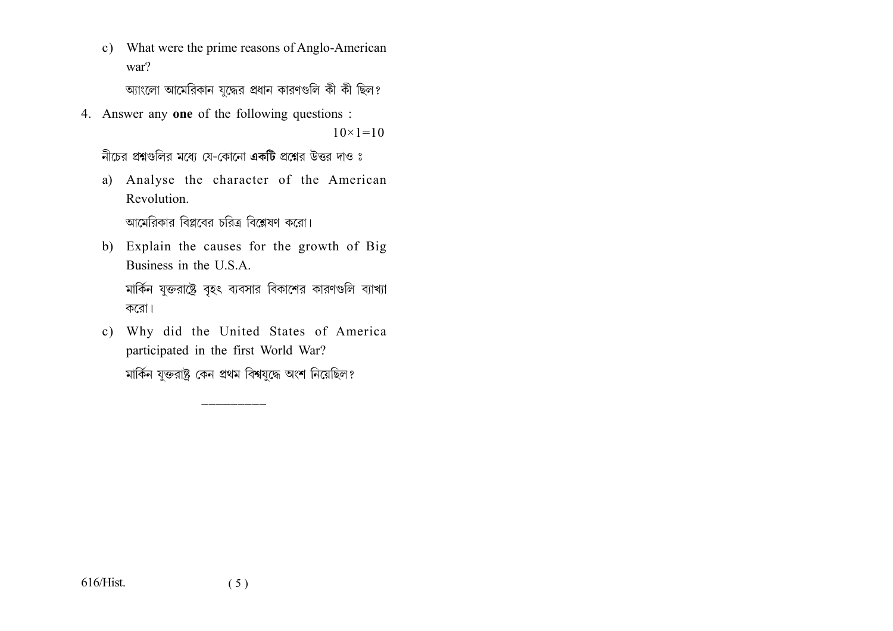c) What were the prime reasons of Anglo-American war?

অ্যাংলো আমেরিকান যুদ্ধের প্রধান কারণগুলি কী কী ছিল?

4. Answer any **one** of the following questions : $10 \times 1 = 10$

নীচের প্রশ্নগুলির মধ্যে যে-কোনো **একটি** প্রশ্নের উত্তর দাও ঃ

a) Analyse the character of the American Revolution.

আমেরিকার বিপ্লবের চরিত্র বিশ্লেষণ করো।

b) Explain the causes for the growth of Big Business in the U.S.A.

মার্কিন যুক্তরাষ্ট্রে বৃহৎ ব্যবসার বিকাশের কারণগুলি ব্যাখ্যা করো।

c) Why did the United States of America participated in the first World War?

মার্কিন যুক্তরাষ্ট্র কেন প্রথম বিশ্বযুদ্ধে অংশ নিয়েছিল?

---